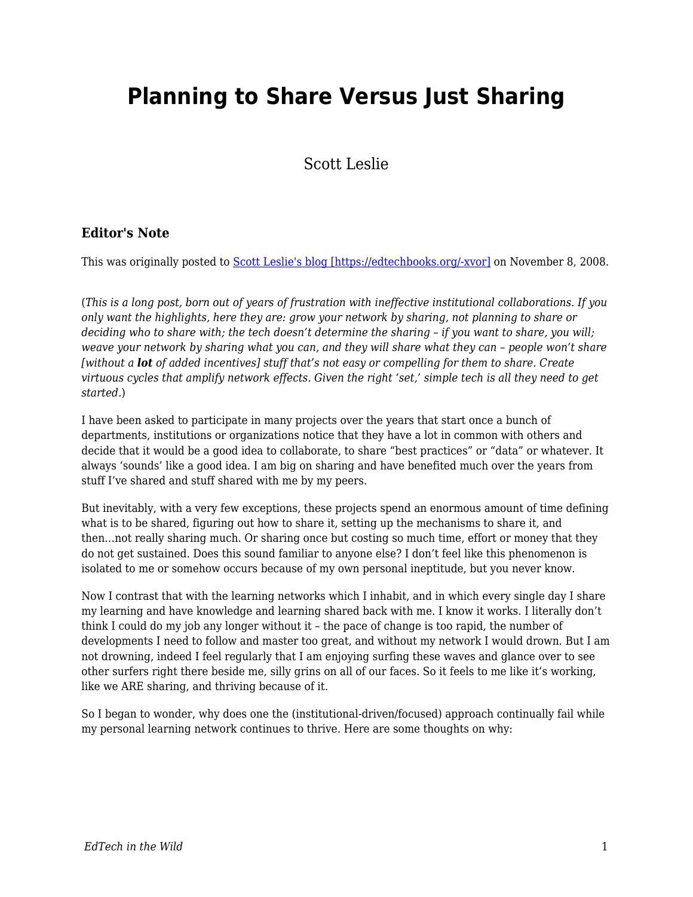# Planning to Share Versus Just Sharing

Scott Leslie

### Editor's Note

This was originally posted to [Scott Leslie's blog [https://edtechbooks.org/-xvor]](https://edtechbooks.org/-xvor) on November 8, 2008.

(*This is a long post, born out of years of frustration with ineffective institutional collaborations. If you only want the highlights, here they are: grow your network by sharing, not planning to share or deciding who to share with; the tech doesn't determine the sharing – if you want to share, you will; weave your network by sharing what you can, and they will share what they can – people won't share [without a **lot** of added incentives] stuff that's not easy or compelling for them to share. Create virtuous cycles that amplify network effects. Given the right 'set,' simple tech is all they need to get started.*)

I have been asked to participate in many projects over the years that start once a bunch of departments, institutions or organizations notice that they have a lot in common with others and decide that it would be a good idea to collaborate, to share "best practices" or "data" or whatever. It always 'sounds' like a good idea. I am big on sharing and have benefited much over the years from stuff I've shared and stuff shared with me by my peers.

But inevitably, with a very few exceptions, these projects spend an enormous amount of time defining what is to be shared, figuring out how to share it, setting up the mechanisms to share it, and then…not really sharing much. Or sharing once but costing so much time, effort or money that they do not get sustained. Does this sound familiar to anyone else? I don't feel like this phenomenon is isolated to me or somehow occurs because of my own personal ineptitude, but you never know.

Now I contrast that with the learning networks which I inhabit, and in which every single day I share my learning and have knowledge and learning shared back with me. I know it works. I literally don't think I could do my job any longer without it – the pace of change is too rapid, the number of developments I need to follow and master too great, and without my network I would drown. But I am not drowning, indeed I feel regularly that I am enjoying surfing these waves and glance over to see other surfers right there beside me, silly grins on all of our faces. So it feels to me like it's working, like we ARE sharing, and thriving because of it.

So I began to wonder, why does one the (institutional-driven/focused) approach continually fail while my personal learning network continues to thrive. Here are some thoughts on why: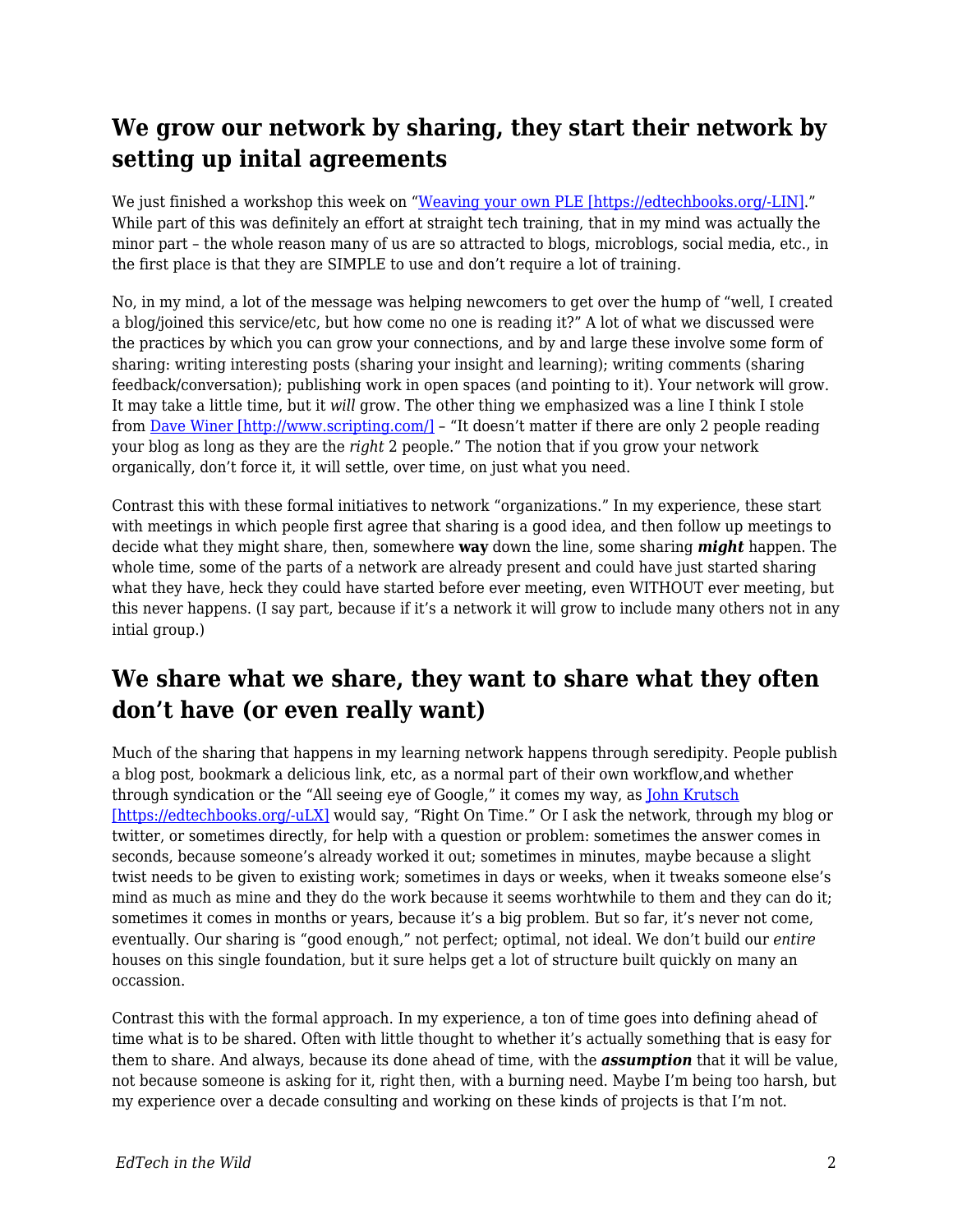## We grow our network by sharing, they start their network by setting up inital agreements

We just finished a workshop this week on "[Weaving your own PLE [https://edtechbooks.org/-LIN]](https://edtechbooks.org/-LIN)." While part of this was definitely an effort at straight tech training, that in my mind was actually the minor part – the whole reason many of us are so attracted to blogs, microblogs, social media, etc., in the first place is that they are SIMPLE to use and don't require a lot of training.

No, in my mind, a lot of the message was helping newcomers to get over the hump of "well, I created a blog/joined this service/etc, but how come no one is reading it?" A lot of what we discussed were the practices by which you can grow your connections, and by and large these involve some form of sharing: writing interesting posts (sharing your insight and learning); writing comments (sharing feedback/conversation); publishing work in open spaces (and pointing to it). Your network will grow. It may take a little time, but it *will* grow. The other thing we emphasized was a line I think I stole from [Dave Winer [http://www.scripting.com/]](http://www.scripting.com/) – "It doesn't matter if there are only 2 people reading your blog as long as they are the *right* 2 people." The notion that if you grow your network organically, don't force it, it will settle, over time, on just what you need.

Contrast this with these formal initiatives to network "organizations." In my experience, these start with meetings in which people first agree that sharing is a good idea, and then follow up meetings to decide what they might share, then, somewhere **way** down the line, some sharing ***might*** happen. The whole time, some of the parts of a network are already present and could have just started sharing what they have, heck they could have started before ever meeting, even WITHOUT ever meeting, but this never happens. (I say part, because if it's a network it will grow to include many others not in any intial group.)

## We share what we share, they want to share what they often don't have (or even really want)

Much of the sharing that happens in my learning network happens through seredipity. People publish a blog post, bookmark a delicious link, etc, as a normal part of their own workflow,and whether through syndication or the "All seeing eye of Google," it comes my way, as [John Krutsch [https://edtechbooks.org/-uLX]](https://edtechbooks.org/-uLX) would say, "Right On Time." Or I ask the network, through my blog or twitter, or sometimes directly, for help with a question or problem: sometimes the answer comes in seconds, because someone's already worked it out; sometimes in minutes, maybe because a slight twist needs to be given to existing work; sometimes in days or weeks, when it tweaks someone else's mind as much as mine and they do the work because it seems worhtwhile to them and they can do it; sometimes it comes in months or years, because it's a big problem. But so far, it's never not come, eventually. Our sharing is "good enough," not perfect; optimal, not ideal. We don't build our *entire* houses on this single foundation, but it sure helps get a lot of structure built quickly on many an occassion.

Contrast this with the formal approach. In my experience, a ton of time goes into defining ahead of time what is to be shared. Often with little thought to whether it's actually something that is easy for them to share. And always, because its done ahead of time, with the ***assumption*** that it will be value, not because someone is asking for it, right then, with a burning need. Maybe I'm being too harsh, but my experience over a decade consulting and working on these kinds of projects is that I'm not.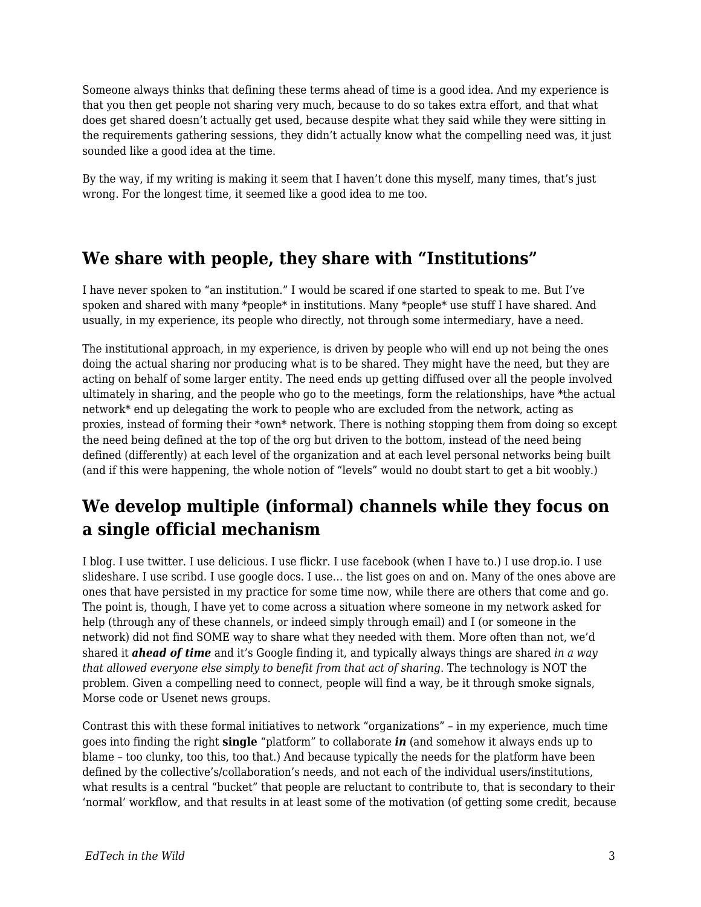Someone always thinks that defining these terms ahead of time is a good idea. And my experience is that you then get people not sharing very much, because to do so takes extra effort, and that what does get shared doesn't actually get used, because despite what they said while they were sitting in the requirements gathering sessions, they didn't actually know what the compelling need was, it just sounded like a good idea at the time.

By the way, if my writing is making it seem that I haven't done this myself, many times, that's just wrong. For the longest time, it seemed like a good idea to me too.

## We share with people, they share with "Institutions"

I have never spoken to "an institution." I would be scared if one started to speak to me. But I've spoken and shared with many *people* in institutions. Many *people* use stuff I have shared. And usually, in my experience, its people who directly, not through some intermediary, have a need.

The institutional approach, in my experience, is driven by people who will end up not being the ones doing the actual sharing nor producing what is to be shared. They might have the need, but they are acting on behalf of some larger entity. The need ends up getting diffused over all the people involved ultimately in sharing, and the people who go to the meetings, form the relationships, have *the actual network* end up delegating the work to people who are excluded from the network, acting as proxies, instead of forming their *own* network. There is nothing stopping them from doing so except the need being defined at the top of the org but driven to the bottom, instead of the need being defined (differently) at each level of the organization and at each level personal networks being built (and if this were happening, the whole notion of "levels" would no doubt start to get a bit woobly.)

## We develop multiple (informal) channels while they focus on a single official mechanism

I blog. I use twitter. I use delicious. I use flickr. I use facebook (when I have to.) I use drop.io. I use slideshare. I use scribd. I use google docs. I use… the list goes on and on. Many of the ones above are ones that have persisted in my practice for some time now, while there are others that come and go. The point is, though, I have yet to come across a situation where someone in my network asked for help (through any of these channels, or indeed simply through email) and I (or someone in the network) did not find SOME way to share what they needed with them. More often than not, we'd shared it ***ahead of time*** and it's Google finding it, and typically always things are shared *in a way that allowed everyone else simply to benefit from that act of sharing.* The technology is NOT the problem. Given a compelling need to connect, people will find a way, be it through smoke signals, Morse code or Usenet news groups.

Contrast this with these formal initiatives to network "organizations" – in my experience, much time goes into finding the right **single** "platform" to collaborate ***in*** (and somehow it always ends up to blame – too clunky, too this, too that.) And because typically the needs for the platform have been defined by the collective's/collaboration's needs, and not each of the individual users/institutions, what results is a central "bucket" that people are reluctant to contribute to, that is secondary to their 'normal' workflow, and that results in at least some of the motivation (of getting some credit, because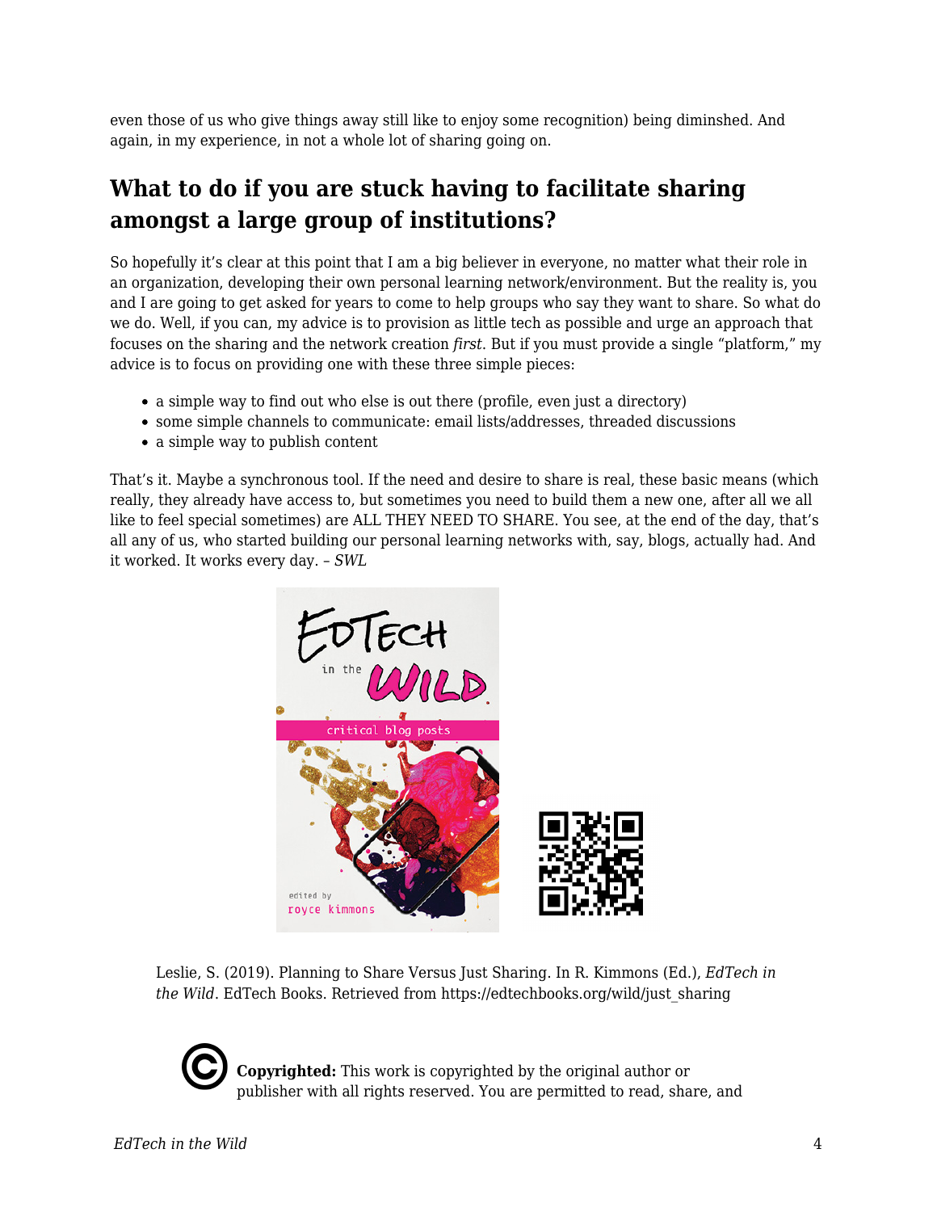even those of us who give things away still like to enjoy some recognition) being diminshed. And again, in my experience, in not a whole lot of sharing going on.

## What to do if you are stuck having to facilitate sharing amongst a large group of institutions?

So hopefully it's clear at this point that I am a big believer in everyone, no matter what their role in an organization, developing their own personal learning network/environment. But the reality is, you and I are going to get asked for years to come to help groups who say they want to share. So what do we do. Well, if you can, my advice is to provision as little tech as possible and urge an approach that focuses on the sharing and the network creation *first*. But if you must provide a single "platform," my advice is to focus on providing one with these three simple pieces:

- a simple way to find out who else is out there (profile, even just a directory)
- some simple channels to communicate: email lists/addresses, threaded discussions
- a simple way to publish content

That's it. Maybe a synchronous tool. If the need and desire to share is real, these basic means (which really, they already have access to, but sometimes you need to build them a new one, after all we all like to feel special sometimes) are ALL THEY NEED TO SHARE. You see, at the end of the day, that's all any of us, who started building our personal learning networks with, say, blogs, actually had. And it worked. It works every day. – *SWL*

Leslie, S. (2019). Planning to Share Versus Just Sharing. In R. Kimmons (Ed.), *EdTech in the Wild*. EdTech Books. Retrieved from https://edtechbooks.org/wild/just_sharing

**Copyrighted:** This work is copyrighted by the original author or publisher with all rights reserved. You are permitted to read, share, and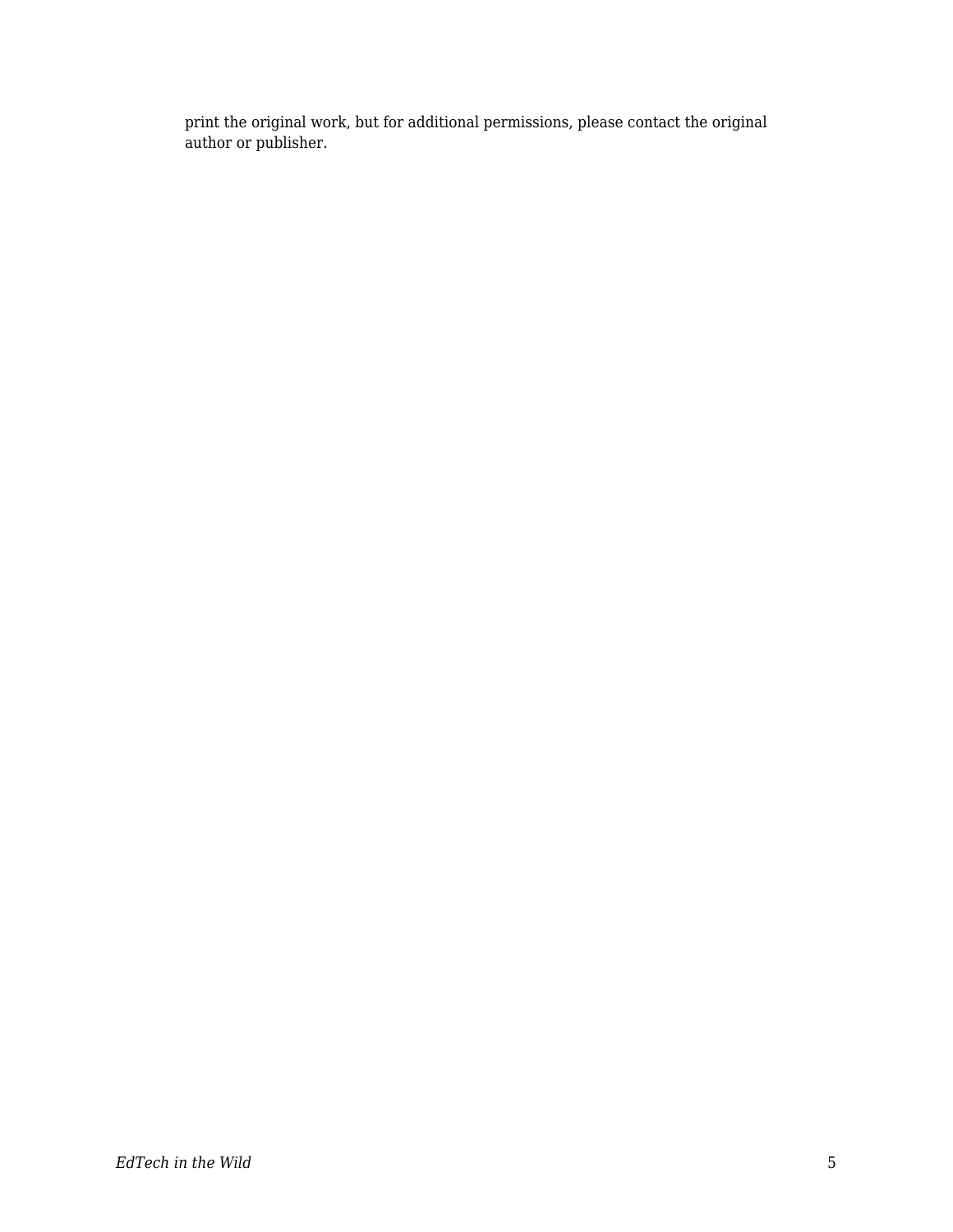print the original work, but for additional permissions, please contact the original author or publisher.